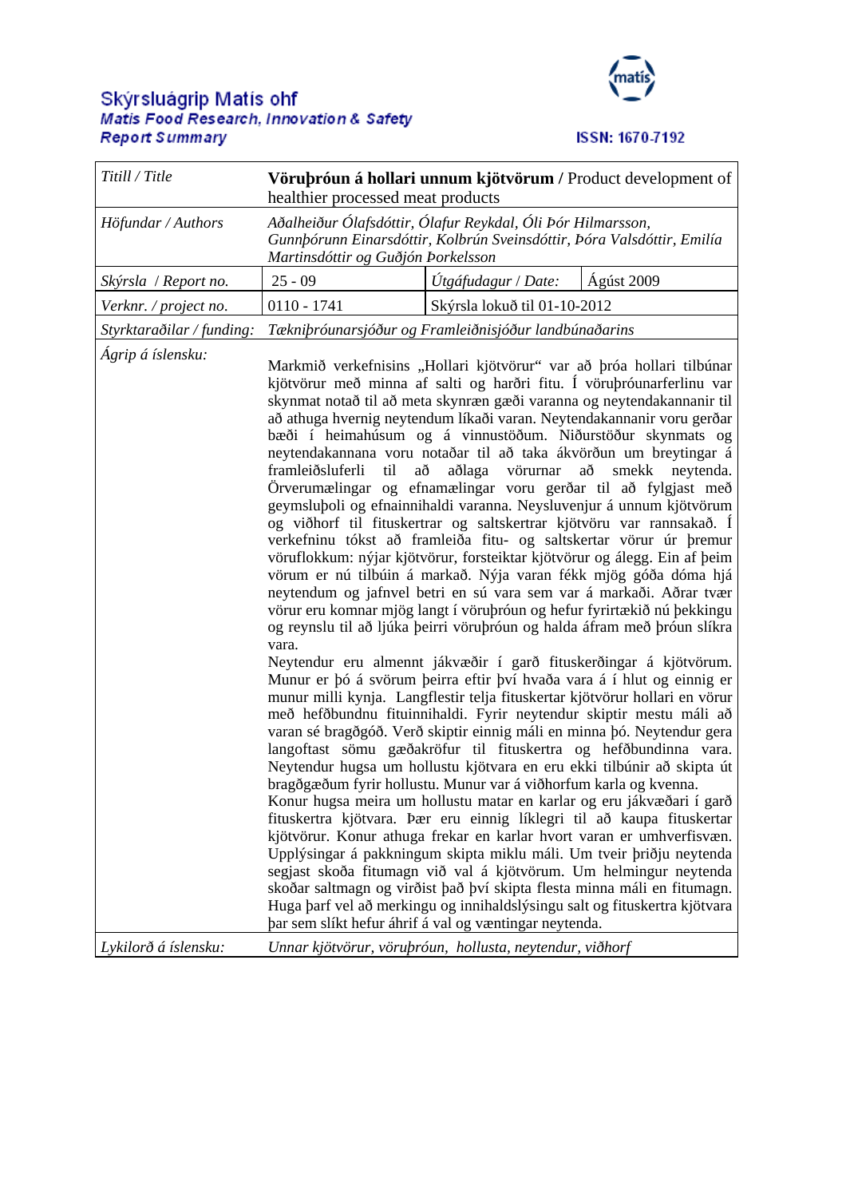# Skýrsluágrip Matís ohf

**Matís Food Research, Innovation & Safety**

**Report Summary**

ISSN: 1670-7192

| *Titill / Title* | **Vöruþróun á hollari unnum kjötvörum /** Product development of healthier processed meat products | | |
|---|---|---|---|
| *Höfundar / Authors* | *Aðalheiður Ólafsdóttir, Ólafur Reykdal, Óli Þór Hilmarsson, Gunnþórunn Einarsdóttir, Kolbrún Sveinsdóttir, Þóra Valsdóttir, Emilía Martinsdóttir og Guðjón Þorkelsson* | | |
| *Skýrsla / Report no.* | 25 - 09 | *Útgáfudagur / Date:* | Ágúst 2009 |
| *Verknr. / project no.* | 0110 - 1741 | Skýrsla lokuð til 01-10-2012 | |
| *Styrktaraðilar / funding:* | *Tækniþróunarsjóður og Framleiðnisjóður landbúnaðarins* | | |
| *Ágrip á íslensku:* | Markmið verkefnisins „Hollari kjötvörur" var að þróa hollari tilbúnar kjötvörur með minna af salti og harðri fitu. Í vöruþróunarferlinu var skynmat notað til að meta skynræn gæði varanna og neytendakannanir til að athuga hvernig neytendum líkaði varan. Neytendakannanir voru gerðar bæði í heimahúsum og á vinnustöðum. Niðurstöður skynmats og neytendakannana voru notaðar til að taka ákvörðun um breytingar á framleiðsluferli til að aðlaga vörurnar að smekk neytenda. Örverumælingar og efnamælingar voru gerðar til að fylgjast með geymsluþoli og efnainnihaldi varanna. Neysluvenjur á unnum kjötvörum og viðhorf til fituskertrar og saltskertrar kjötvöru var rannsakað. Í verkefninu tókst að framleiða fitu- og saltskertar vörur úr þremur vöruflokkum: nýjar kjötvörur, forsteiktar kjötvörur og álegg. Ein af þeim vörum er nú tilbúin á markað. Nýja varan fékk mjög góða dóma hjá neytendum og jafnvel betri en sú vara sem var á markaði. Aðrar tvær vörur eru komnar mjög langt í vöruþróun og hefur fyrirtækið nú þekkingu og reynslu til að ljúka þeirri vöruþróun og halda áfram með þróun slíkra vara.<br>Neytendur eru almennt jákvæðir í garð fituskerðingar á kjötvörum. Munur er þó á svörum þeirra eftir því hvaða vara á í hlut og einnig er munur milli kynja. Langflestir telja fituskertar kjötvörur hollari en vörur með hefðbundnu fituinnihaldi. Fyrir neytendur skiptir mestu máli að varan sé bragðgóð. Verð skiptir einnig máli en minna þó. Neytendur gera langoftast sömu gæðakröfur til fituskertra og hefðbundinna vara. Neytendur hugsa um hollustu kjötvara en eru ekki tilbúnir að skipta út bragðgæðum fyrir hollustu. Munur var á viðhorfum karla og kvenna.<br>Konur hugsa meira um hollustu matar en karlar og eru jákvæðari í garð fituskertra kjötvara. Þær eru einnig líklegri til að kaupa fituskertar kjötvörur. Konur athuga frekar en karlar hvort varan er umhverfisvæn. Upplýsingar á pakkningum skipta miklu máli. Um tveir þriðju neytenda segjast skoða fitumagn við val á kjötvörum. Um helmingur neytenda skoðar saltmagn og virðist það því skipta flesta minna máli en fitumagn. Huga þarf vel að merkingu og innihaldslýsingu salt og fituskertra kjötvara þar sem slíkt hefur áhrif á val og væntingar neytenda. | | |
| *Lykilorð á íslensku:* | *Unnar kjötvörur, vöruþróun, hollusta, neytendur, viðhorf* | | |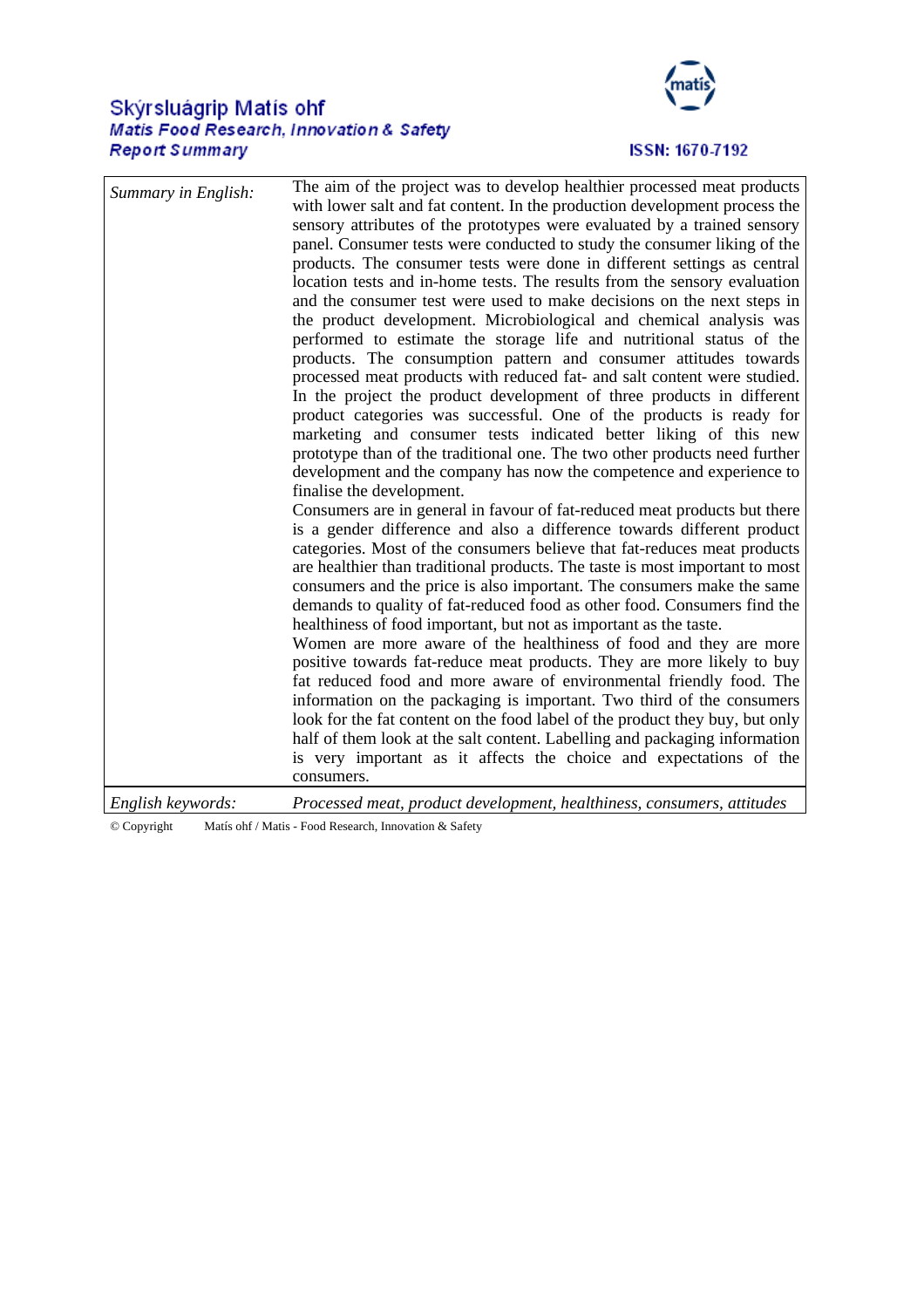# Skýrsluágrip Matís ohf

***Matís Food Research, Innovation & Safety***

***Report Summary***

ISSN: 1670-7192

| | |
|---|---|
| *Summary in English:* | The aim of the project was to develop healthier processed meat products with lower salt and fat content. In the production development process the sensory attributes of the prototypes were evaluated by a trained sensory panel. Consumer tests were conducted to study the consumer liking of the products. The consumer tests were done in different settings as central location tests and in-home tests. The results from the sensory evaluation and the consumer test were used to make decisions on the next steps in the product development. Microbiological and chemical analysis was performed to estimate the storage life and nutritional status of the products. The consumption pattern and consumer attitudes towards processed meat products with reduced fat- and salt content were studied. In the project the product development of three products in different product categories was successful. One of the products is ready for marketing and consumer tests indicated better liking of this new prototype than of the traditional one. The two other products need further development and the company has now the competence and experience to finalise the development.<br>Consumers are in general in favour of fat-reduced meat products but there is a gender difference and also a difference towards different product categories. Most of the consumers believe that fat-reduces meat products are healthier than traditional products. The taste is most important to most consumers and the price is also important. The consumers make the same demands to quality of fat-reduced food as other food. Consumers find the healthiness of food important, but not as important as the taste.<br>Women are more aware of the healthiness of food and they are more positive towards fat-reduce meat products. They are more likely to buy fat reduced food and more aware of environmental friendly food. The information on the packaging is important. Two third of the consumers look for the fat content on the food label of the product they buy, but only half of them look at the salt content. Labelling and packaging information is very important as it affects the choice and expectations of the consumers. |
| *English keywords:* | *Processed meat, product development, healthiness, consumers, attitudes* |

© Copyright Matís ohf / Matis - Food Research, Innovation & Safety